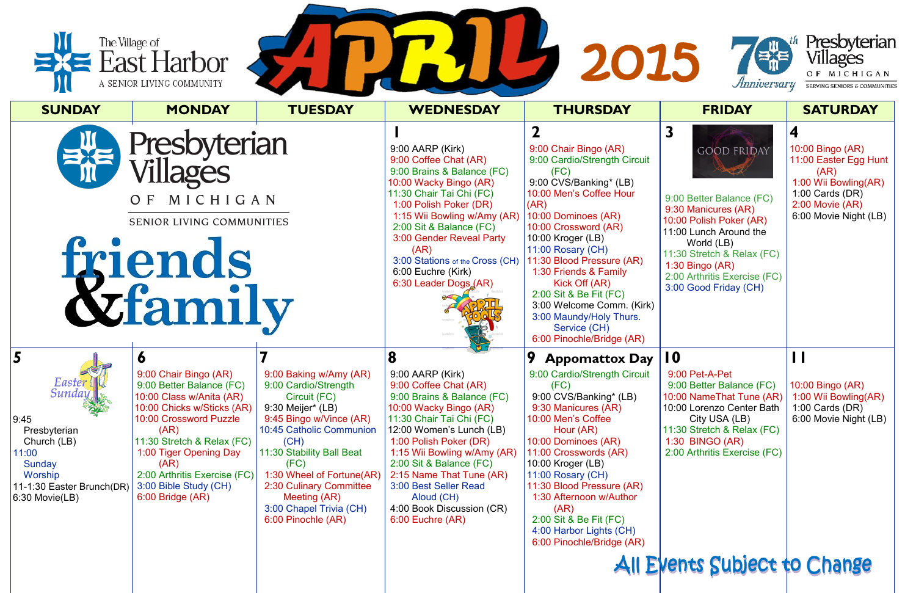# The Village of East Harbor — A Senior Living Community

# APRIL 2015

70th Anniversary — Presbyterian Villages of Michigan — Serving Seniors & Communities

| SUNDAY | MONDAY | TUESDAY | WEDNESDAY | THURSDAY | FRIDAY | SATURDAY |
|---|---|---|---|---|---|---|
| Presbyterian Villages of Michigan — Senior Living Communities — friends & family | | | **1**<br>9:00 AARP (Kirk)<br>9:00 Coffee Chat (AR)<br>9:00 Brains & Balance (FC)<br>10:00 Wacky Bingo (AR)<br>11:30 Chair Tai Chi (FC)<br>1:00 Polish Poker (DR)<br>1:15 Wii Bowling w/Amy (AR)<br>2:00 Sit & Balance (FC)<br>3:00 Gender Reveal Party (AR)<br>3:00 Stations of the Cross (CH)<br>6:00 Euchre (Kirk)<br>6:30 Leader Dogs (AR)<br>April Fools | **2**<br>9:00 Chair Bingo (AR)<br>9:00 Cardio/Strength Circuit (FC)<br>9:00 CVS/Banking* (LB)<br>10:00 Men's Coffee Hour (AR)<br>10:00 Dominoes (AR)<br>10:00 Crossword (AR)<br>10:00 Kroger (LB)<br>11:00 Rosary (CH)<br>11:30 Blood Pressure (AR)<br>1:30 Friends & Family Kick Off (AR)<br>2:00 Sit & Be Fit (FC)<br>3:00 Welcome Comm. (Kirk)<br>3:00 Maundy/Holy Thurs. Service (CH)<br>6:00 Pinochle/Bridge (AR) | **3**<br>Good Friday<br>9:00 Better Balance (FC)<br>9:30 Manicures (AR)<br>10:00 Polish Poker (AR)<br>11:00 Lunch Around the World (LB)<br>11:30 Stretch & Relax (FC)<br>1:30 Bingo (AR)<br>2:00 Arthritis Exercise (FC)<br>3:00 Good Friday (CH) | **4**<br>10:00 Bingo (AR)<br>11:00 Easter Egg Hunt (AR)<br>1:00 Wii Bowling(AR)<br>1:00 Cards (DR)<br>2:00 Movie (AR)<br>6:00 Movie Night (LB) |
| **5**<br>Easter Sunday<br>9:45 Presbyterian Church (LB)<br>11:00 Sunday Worship<br>11-1:30 Easter Brunch(DR)<br>6:30 Movie(LB) | **6**<br>9:00 Chair Bingo (AR)<br>9:00 Better Balance (FC)<br>10:00 Class w/Anita (AR)<br>10:00 Chicks w/Sticks (AR)<br>10:00 Crossword Puzzle (AR)<br>11:30 Stretch & Relax (FC)<br>1:00 Tiger Opening Day (AR)<br>2:00 Arthritis Exercise (FC)<br>3:00 Bible Study (CH)<br>6:00 Bridge (AR) | **7**<br>9:00 Baking w/Amy (AR)<br>9:00 Cardio/Strength Circuit (FC)<br>9:30 Meijer* (LB)<br>9:45 Bingo w/Vince (AR)<br>10:45 Catholic Communion (CH)<br>11:30 Stability Ball Beat (FC)<br>1:30 Wheel of Fortune(AR)<br>2:30 Culinary Committee Meeting (AR)<br>3:00 Chapel Trivia (CH)<br>6:00 Pinochle (AR) | **8**<br>9:00 AARP (Kirk)<br>9:00 Coffee Chat (AR)<br>9:00 Brains & Balance (FC)<br>10:00 Wacky Bingo (AR)<br>11:30 Chair Tai Chi (FC)<br>12:00 Women's Lunch (LB)<br>1:00 Polish Poker (DR)<br>1:15 Wii Bowling w/Amy (AR)<br>2:00 Sit & Balance (FC)<br>2:15 Name That Tune (AR)<br>3:00 Best Seller Read Aloud (CH)<br>4:00 Book Discussion (CR)<br>6:00 Euchre (AR) | **9 Appomattox Day**<br>9:00 Cardio/Strength Circuit (FC)<br>9:00 CVS/Banking* (LB)<br>9:30 Manicures (AR)<br>10:00 Men's Coffee Hour (AR)<br>10:00 Dominoes (AR)<br>11:00 Crosswords (AR)<br>10:00 Kroger (LB)<br>11:00 Rosary (CH)<br>11:30 Blood Pressure (AR)<br>1:30 Afternoon w/Author (AR)<br>2:00 Sit & Be Fit (FC)<br>4:00 Harbor Lights (CH)<br>6:00 Pinochle/Bridge (AR) | **10**<br>9:00 Pet-A-Pet<br>9:00 Better Balance (FC)<br>10:00 NameThat Tune (AR)<br>10:00 Lorenzo Center Bath City USA (LB)<br>11:30 Stretch & Relax (FC)<br>1:30 BINGO (AR)<br>2:00 Arthritis Exercise (FC) | **11**<br>10:00 Bingo (AR)<br>1:00 Wii Bowling(AR)<br>1:00 Cards (DR)<br>6:00 Movie Night (LB) |

All Events Subject to Change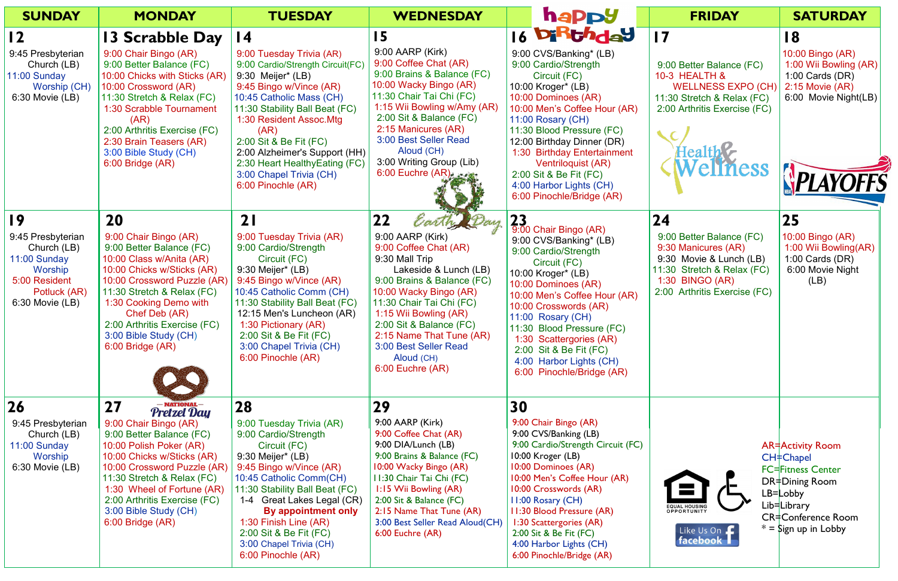| SUNDAY | MONDAY | TUESDAY | WEDNESDAY | happy birthday | FRIDAY | SATURDAY |
|---|---|---|---|---|---|---|
| **12**<br>9:45 Presbyterian Church (LB)<br>11:00 Sunday Worship (CH)<br>6:30 Movie (LB) | **13 Scrabble Day**<br>9:00 Chair Bingo (AR)<br>9:00 Better Balance (FC)<br>10:00 Chicks with Sticks (AR)<br>10:00 Crossword (AR)<br>11:30 Stretch & Relax (FC)<br>1:30 Scrabble Tournament (AR)<br>2:00 Arthritis Exercise (FC)<br>2:30 Brain Teasers (AR)<br>3:00 Bible Study (CH)<br>6:00 Bridge (AR) | **14**<br>9:00 Tuesday Trivia (AR)<br>9:00 Cardio/Strength Circuit(FC)<br>9:30 Meijer* (LB)<br>9:45 Bingo w/Vince (AR)<br>10:45 Catholic Mass (CH)<br>11:30 Stability Ball Beat (FC)<br>1:30 Resident Assoc.Mtg (AR)<br>2:00 Sit & Be Fit (FC)<br>2:00 Alzheimer's Support (HH)<br>2:30 Heart HealthyEating (FC)<br>3:00 Chapel Trivia (CH)<br>6:00 Pinochle (AR) | **15**<br>9:00 AARP (Kirk)<br>9:00 Coffee Chat (AR)<br>9:00 Brains & Balance (FC)<br>10:00 Wacky Bingo (AR)<br>11:30 Chair Tai Chi (FC)<br>1:15 Wii Bowling w/Amy (AR)<br>2:00 Sit & Balance (FC)<br>2:15 Manicures (AR)<br>3:00 Best Seller Read Aloud (CH)<br>3:00 Writing Group (Lib)<br>6:00 Euchre (AR) | **16**<br>9:00 CVS/Banking* (LB)<br>9:00 Cardio/Strength Circuit (FC)<br>10:00 Kroger* (LB)<br>10:00 Dominoes (AR)<br>10:00 Men's Coffee Hour (AR)<br>11:00 Rosary (CH)<br>11:30 Blood Pressure (FC)<br>12:00 Birthday Dinner (DR)<br>1:30 Birthday Entertainment Ventriloquist (AR)<br>2:00 Sit & Be Fit (FC)<br>4:00 Harbor Lights (CH)<br>6:00 Pinochle/Bridge (AR) | **17**<br>9:00 Better Balance (FC)<br>10-3 HEALTH & WELLNESS EXPO (CH)<br>11:30 Stretch & Relax (FC)<br>2:00 Arthritis Exercise (FC)<br>Health & Wellness | **18**<br>10:00 Bingo (AR)<br>1:00 Wii Bowling (AR)<br>1:00 Cards (DR)<br>2:15 Movie (AR)<br>6:00 Movie Night(LB)<br>NBA PLAYOFFS |
| **19**<br>9:45 Presbyterian Church (LB)<br>11:00 Sunday Worship<br>5:00 Resident Potluck (AR)<br>6:30 Movie (LB) | **20**<br>9:00 Chair Bingo (AR)<br>9:00 Better Balance (FC)<br>10:00 Class w/Anita (AR)<br>10:00 Chicks w/Sticks (AR)<br>10:00 Crossword Puzzle (AR)<br>11:30 Stretch & Relax (FC)<br>1:30 Cooking Demo with Chef Deb (AR)<br>2:00 Arthritis Exercise (FC)<br>3:00 Bible Study (CH)<br>6:00 Bridge (AR) | **21**<br>9:00 Tuesday Trivia (AR)<br>9:00 Cardio/Strength Circuit (FC)<br>9:30 Meijer* (LB)<br>9:45 Bingo w/Vince (AR)<br>10:45 Catholic Comm (CH)<br>11:30 Stability Ball Beat (FC)<br>12:15 Men's Luncheon (AR)<br>1:30 Pictionary (AR)<br>2:00 Sit & Be Fit (FC)<br>3:00 Chapel Trivia (CH)<br>6:00 Pinochle (AR) | **22** Earth Day<br>9:00 AARP (Kirk)<br>9:00 Coffee Chat (AR)<br>9:30 Mall Trip Lakeside & Lunch (LB)<br>9:00 Brains & Balance (FC)<br>10:00 Wacky Bingo (AR)<br>11:30 Chair Tai Chi (FC)<br>1:15 Wii Bowling (AR)<br>2:00 Sit & Balance (FC)<br>2:15 Name That Tune (AR)<br>3:00 Best Seller Read Aloud (CH)<br>6:00 Euchre (AR) | **23**<br>9:00 Chair Bingo (AR)<br>9:00 CVS/Banking* (LB)<br>9:00 Cardio/Strength Circuit (FC)<br>10:00 Kroger* (LB)<br>10:00 Dominoes (AR)<br>10:00 Men's Coffee Hour (AR)<br>10:00 Crosswords (AR)<br>11:00 Rosary (CH)<br>11:30 Blood Pressure (FC)<br>1:30 Scattergories (AR)<br>2:00 Sit & Be Fit (FC)<br>4:00 Harbor Lights (CH)<br>6:00 Pinochle/Bridge (AR) | **24**<br>9:00 Better Balance (FC)<br>9:30 Manicures (AR)<br>9:30 Movie & Lunch (LB)<br>11:30 Stretch & Relax (FC)<br>1:30 BINGO (AR)<br>2:00 Arthritis Exercise (FC) | **25**<br>10:00 Bingo (AR)<br>1:00 Wii Bowling(AR)<br>1:00 Cards (DR)<br>6:00 Movie Night (LB) |
| **26**<br>9:45 Presbyterian Church (LB)<br>11:00 Sunday Worship<br>6:30 Movie (LB) | **27** National Pretzel Day<br>9:00 Chair Bingo (AR)<br>9:00 Better Balance (FC)<br>10:00 Polish Poker (AR)<br>10:00 Chicks w/Sticks (AR)<br>10:00 Crossword Puzzle (AR)<br>11:30 Stretch & Relax (FC)<br>1:30 Wheel of Fortune (AR)<br>2:00 Arthritis Exercise (FC)<br>3:00 Bible Study (CH)<br>6:00 Bridge (AR) | **28**<br>9:00 Tuesday Trivia (AR)<br>9:00 Cardio/Strength Circuit (FC)<br>9:30 Meijer* (LB)<br>9:45 Bingo w/Vince (AR)<br>10:45 Catholic Comm(CH)<br>11:30 Stability Ball Beat (FC)<br>1-4 Great Lakes Legal (CR) **By appointment only**<br>1:30 Finish Line (AR)<br>2:00 Sit & Be Fit (FC)<br>3:00 Chapel Trivia (CH)<br>6:00 Pinochle (AR) | **29**<br>9:00 AARP (Kirk)<br>9:00 Coffee Chat (AR)<br>9:00 DIA/Lunch (LB)<br>9:00 Brains & Balance (FC)<br>10:00 Wacky Bingo (AR)<br>11:30 Chair Tai Chi (FC)<br>1:15 Wii Bowling (AR)<br>2:00 Sit & Balance (FC)<br>2:15 Name That Tune (AR)<br>3:00 Best Seller Read Aloud(CH)<br>6:00 Euchre (AR) | **30**<br>9:00 Chair Bingo (AR)<br>9:00 CVS/Banking (LB)<br>9:00 Cardio/Strength Circuit (FC)<br>10:00 Kroger (LB)<br>10:00 Dominoes (AR)<br>10:00 Men's Coffee Hour (AR)<br>10:00 Crosswords (AR)<br>11:00 Rosary (CH)<br>11:30 Blood Pressure (AR)<br>1:30 Scattergories (AR)<br>2:00 Sit & Be Fit (FC)<br>4:00 Harbor Lights (CH)<br>6:00 Pinochle/Bridge (AR) | EQUAL HOUSING OPPORTUNITY<br>Like Us On facebook | AR=Activity Room<br>CH=Chapel<br>FC=Fitness Center<br>DR=Dining Room<br>LB=Lobby<br>Lib=Library<br>CR=Conference Room<br>* = Sign up in Lobby |